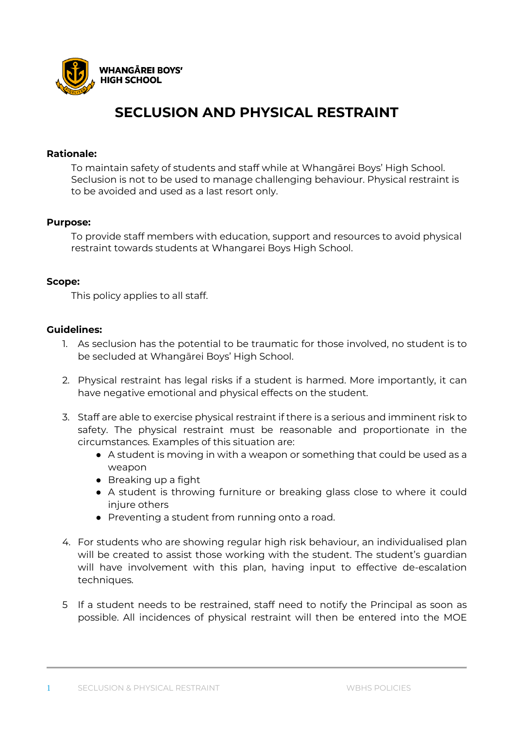WHANGĀREI BOYS' HIGH SCHOOL

# SECLUSION AND PHYSICAL RESTRAINT

**Rationale:**

To maintain safety of students and staff while at Whangārei Boys' High School. Seclusion is not to be used to manage challenging behaviour. Physical restraint is to be avoided and used as a last resort only.

**Purpose:**

To provide staff members with education, support and resources to avoid physical restraint towards students at Whangarei Boys High School.

**Scope:**

This policy applies to all staff.

**Guidelines:**

1. As seclusion has the potential to be traumatic for those involved, no student is to be secluded at Whangārei Boys' High School.

2. Physical restraint has legal risks if a student is harmed. More importantly, it can have negative emotional and physical effects on the student.

3. Staff are able to exercise physical restraint if there is a serious and imminent risk to safety. The physical restraint must be reasonable and proportionate in the circumstances. Examples of this situation are:
   - A student is moving in with a weapon or something that could be used as a weapon
   - Breaking up a fight
   - A student is throwing furniture or breaking glass close to where it could injure others
   - Preventing a student from running onto a road.

4. For students who are showing regular high risk behaviour, an individualised plan will be created to assist those working with the student. The student's guardian will have involvement with this plan, having input to effective de-escalation techniques.

5. If a student needs to be restrained, staff need to notify the Principal as soon as possible. All incidences of physical restraint will then be entered into the MOE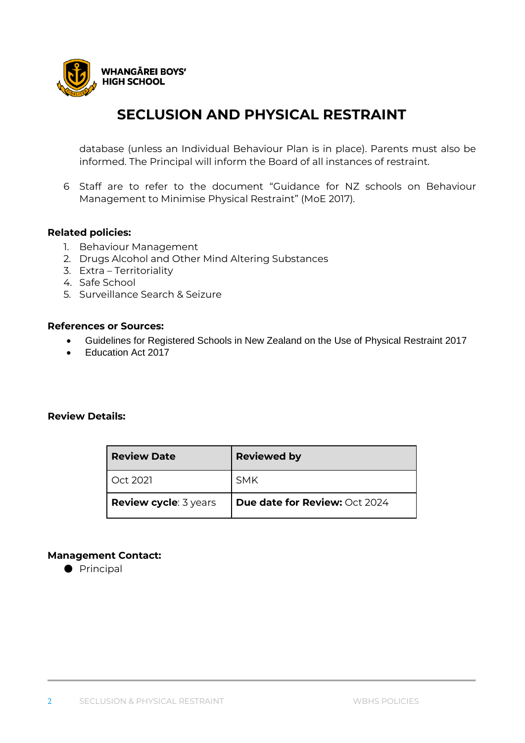# SECLUSION AND PHYSICAL RESTRAINT

database (unless an Individual Behaviour Plan is in place). Parents must also be informed. The Principal will inform the Board of all instances of restraint.

6 Staff are to refer to the document "Guidance for NZ schools on Behaviour Management to Minimise Physical Restraint" (MoE 2017).

**Related policies:**

1. Behaviour Management
2. Drugs Alcohol and Other Mind Altering Substances
3. Extra – Territoriality
4. Safe School
5. Surveillance Search & Seizure

**References or Sources:**

- Guidelines for Registered Schools in New Zealand on the Use of Physical Restraint 2017
- Education Act 2017

**Review Details:**

| **Review Date** | **Reviewed by** |
|---|---|
| Oct 2021 | SMK |
| **Review cycle**: 3 years | **Due date for Review:** Oct 2024 |

**Management Contact:**

- Principal